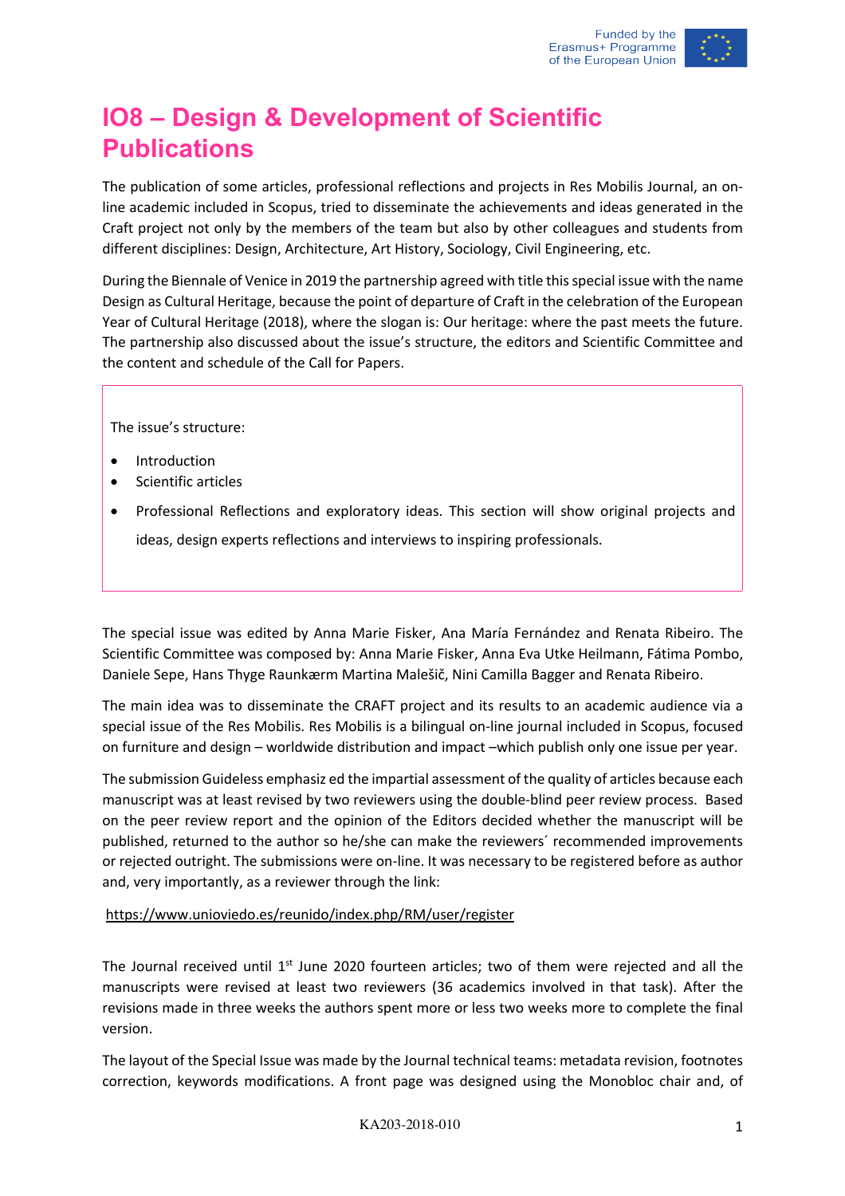# IO8 – Design & Development of Scientific Publications

The publication of some articles, professional reflections and projects in Res Mobilis Journal, an on-line academic included in Scopus, tried to disseminate the achievements and ideas generated in the Craft project not only by the members of the team but also by other colleagues and students from different disciplines: Design, Architecture, Art History, Sociology, Civil Engineering, etc.

During the Biennale of Venice in 2019 the partnership agreed with title this special issue with the name Design as Cultural Heritage, because the point of departure of Craft in the celebration of the European Year of Cultural Heritage (2018), where the slogan is: Our heritage: where the past meets the future. The partnership also discussed about the issue's structure, the editors and Scientific Committee and the content and schedule of the Call for Papers.

The issue's structure:

- Introduction
- Scientific articles
- Professional Reflections and exploratory ideas. This section will show original projects and ideas, design experts reflections and interviews to inspiring professionals.

The special issue was edited by Anna Marie Fisker, Ana María Fernández and Renata Ribeiro. The Scientific Committee was composed by: Anna Marie Fisker, Anna Eva Utke Heilmann, Fátima Pombo, Daniele Sepe, Hans Thyge Raunkærm Martina Malešič, Nini Camilla Bagger and Renata Ribeiro.

The main idea was to disseminate the CRAFT project and its results to an academic audience via a special issue of the Res Mobilis. Res Mobilis is a bilingual on-line journal included in Scopus, focused on furniture and design – worldwide distribution and impact –which publish only one issue per year.

The submission Guideless emphasiz ed the impartial assessment of the quality of articles because each manuscript was at least revised by two reviewers using the double-blind peer review process. Based on the peer review report and the opinion of the Editors decided whether the manuscript will be published, returned to the author so he/she can make the reviewers´ recommended improvements or rejected outright. The submissions were on-line. It was necessary to be registered before as author and, very importantly, as a reviewer through the link:

https://www.unioviedo.es/reunido/index.php/RM/user/register

The Journal received until 1st June 2020 fourteen articles; two of them were rejected and all the manuscripts were revised at least two reviewers (36 academics involved in that task). After the revisions made in three weeks the authors spent more or less two weeks more to complete the final version.

The layout of the Special Issue was made by the Journal technical teams: metadata revision, footnotes correction, keywords modifications. A front page was designed using the Monobloc chair and, of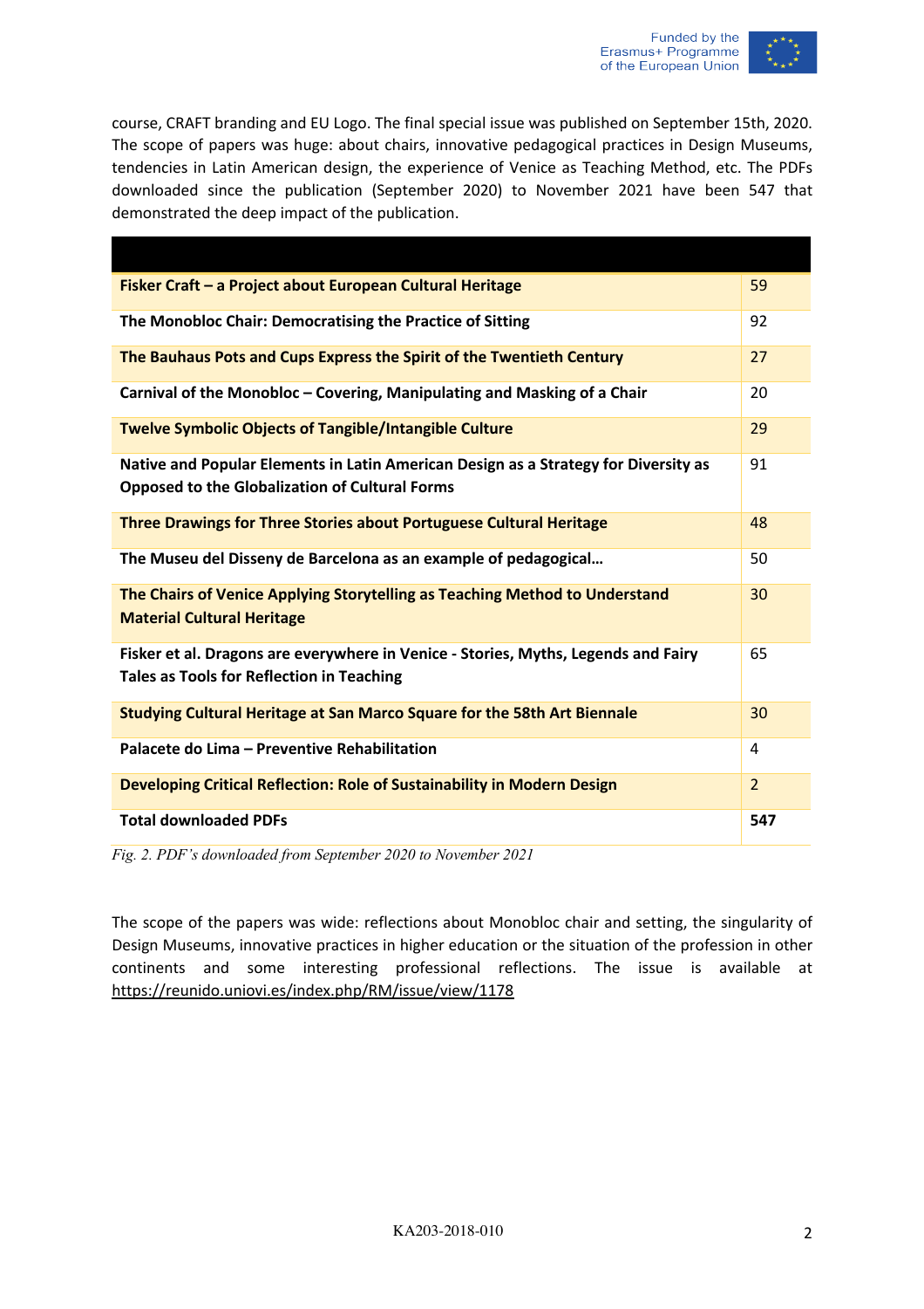course, CRAFT branding and EU Logo. The final special issue was published on September 15th, 2020. The scope of papers was huge: about chairs, innovative pedagogical practices in Design Museums, tendencies in Latin American design, the experience of Venice as Teaching Method, etc. The PDFs downloaded since the publication (September 2020) to November 2021 have been 547 that demonstrated the deep impact of the publication.

| | |
|---|---|
| **Fisker Craft – a Project about European Cultural Heritage** | 59 |
| **The Monobloc Chair: Democratising the Practice of Sitting** | 92 |
| **The Bauhaus Pots and Cups Express the Spirit of the Twentieth Century** | 27 |
| **Carnival of the Monobloc – Covering, Manipulating and Masking of a Chair** | 20 |
| **Twelve Symbolic Objects of Tangible/Intangible Culture** | 29 |
| **Native and Popular Elements in Latin American Design as a Strategy for Diversity as Opposed to the Globalization of Cultural Forms** | 91 |
| **Three Drawings for Three Stories about Portuguese Cultural Heritage** | 48 |
| **The Museu del Disseny de Barcelona as an example of pedagogical…** | 50 |
| **The Chairs of Venice Applying Storytelling as Teaching Method to Understand Material Cultural Heritage** | 30 |
| **Fisker et al. Dragons are everywhere in Venice - Stories, Myths, Legends and Fairy Tales as Tools for Reflection in Teaching** | 65 |
| **Studying Cultural Heritage at San Marco Square for the 58th Art Biennale** | 30 |
| **Palacete do Lima – Preventive Rehabilitation** | 4 |
| **Developing Critical Reflection: Role of Sustainability in Modern Design** | 2 |
| **Total downloaded PDFs** | **547** |

*Fig. 2. PDF's downloaded from September 2020 to November 2021*

The scope of the papers was wide: reflections about Monobloc chair and setting, the singularity of Design Museums, innovative practices in higher education or the situation of the profession in other continents and some interesting professional reflections. The issue is available at https://reunido.uniovi.es/index.php/RM/issue/view/1178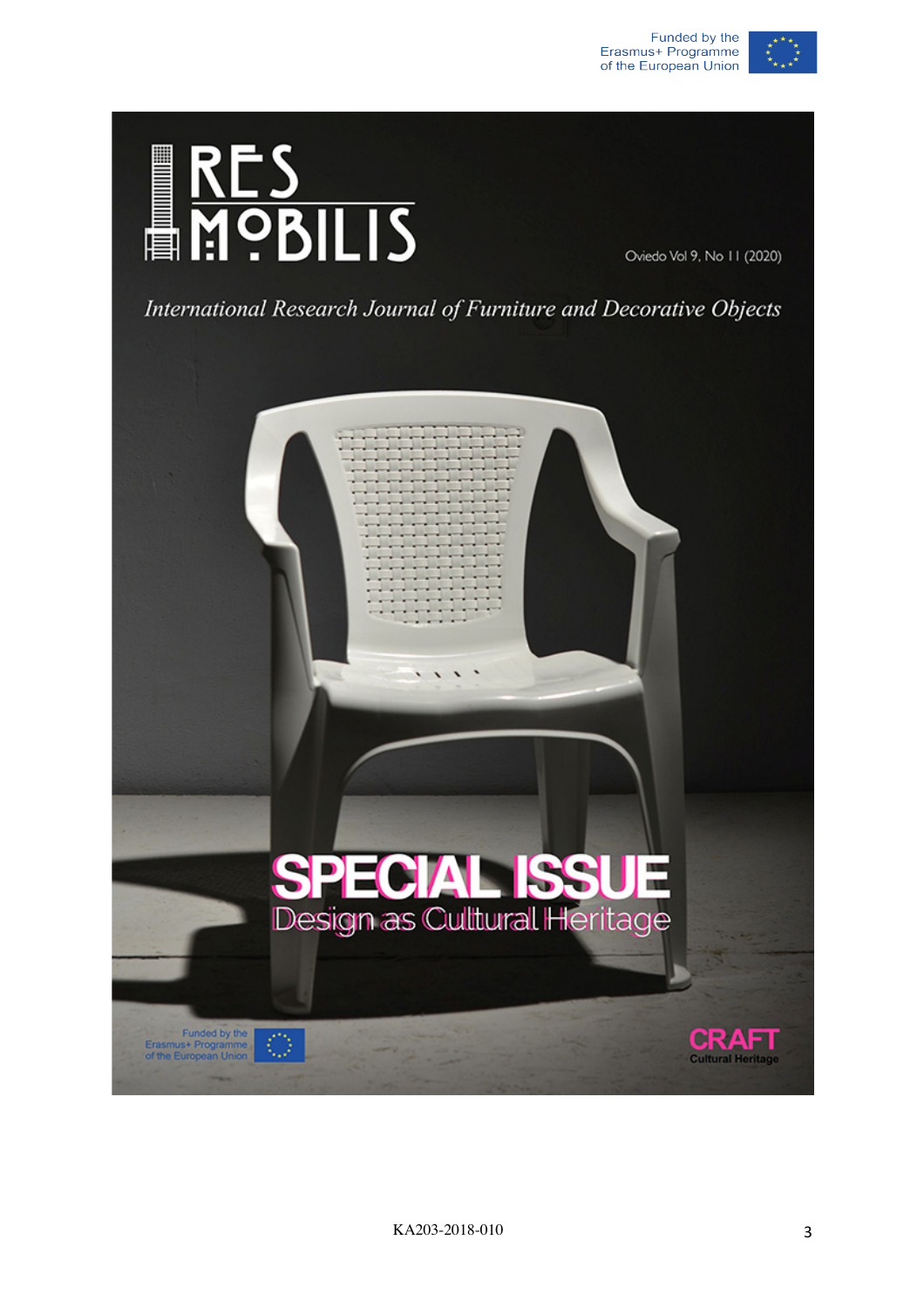Funded by the Erasmus+ Programme of the European Union

RES MOBILIS

Oviedo Vol 9, No 11 (2020)

*International Research Journal of Furniture and Decorative Objects*

# SPECIAL ISSUE

## Design as Cultural Heritage

Funded by the Erasmus+ Programme of the European Union

CRAFT Cultural Heritage

KA203-2018-010